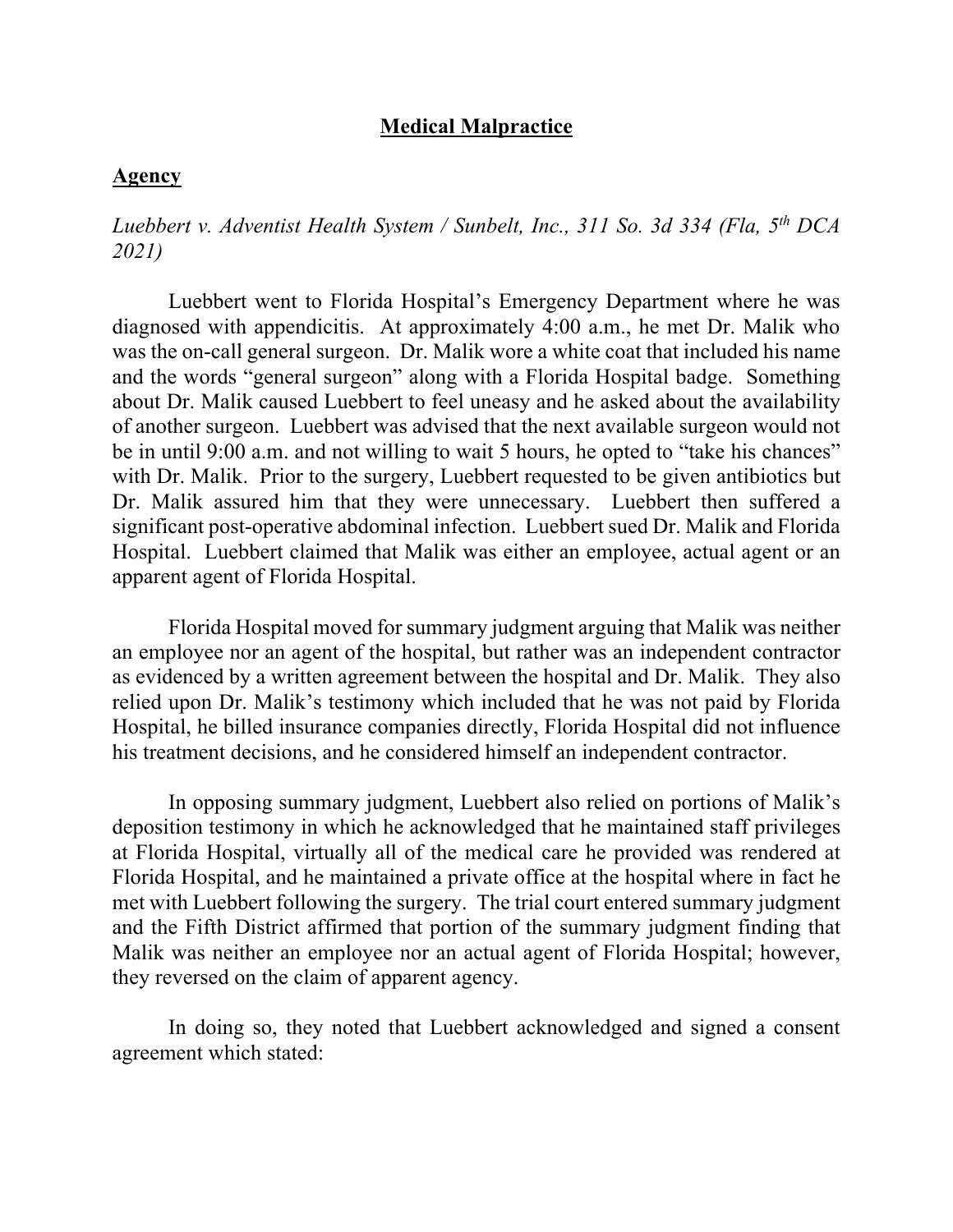# Medical Malpractice

## Agency

*Luebbert v. Adventist Health System / Sunbelt, Inc., 311 So. 3d 334 (Fla, 5th DCA 2021)*

Luebbert went to Florida Hospital's Emergency Department where he was diagnosed with appendicitis. At approximately 4:00 a.m., he met Dr. Malik who was the on-call general surgeon. Dr. Malik wore a white coat that included his name and the words "general surgeon" along with a Florida Hospital badge. Something about Dr. Malik caused Luebbert to feel uneasy and he asked about the availability of another surgeon. Luebbert was advised that the next available surgeon would not be in until 9:00 a.m. and not willing to wait 5 hours, he opted to "take his chances" with Dr. Malik. Prior to the surgery, Luebbert requested to be given antibiotics but Dr. Malik assured him that they were unnecessary. Luebbert then suffered a significant post-operative abdominal infection. Luebbert sued Dr. Malik and Florida Hospital. Luebbert claimed that Malik was either an employee, actual agent or an apparent agent of Florida Hospital.

Florida Hospital moved for summary judgment arguing that Malik was neither an employee nor an agent of the hospital, but rather was an independent contractor as evidenced by a written agreement between the hospital and Dr. Malik. They also relied upon Dr. Malik's testimony which included that he was not paid by Florida Hospital, he billed insurance companies directly, Florida Hospital did not influence his treatment decisions, and he considered himself an independent contractor.

In opposing summary judgment, Luebbert also relied on portions of Malik's deposition testimony in which he acknowledged that he maintained staff privileges at Florida Hospital, virtually all of the medical care he provided was rendered at Florida Hospital, and he maintained a private office at the hospital where in fact he met with Luebbert following the surgery. The trial court entered summary judgment and the Fifth District affirmed that portion of the summary judgment finding that Malik was neither an employee nor an actual agent of Florida Hospital; however, they reversed on the claim of apparent agency.

In doing so, they noted that Luebbert acknowledged and signed a consent agreement which stated: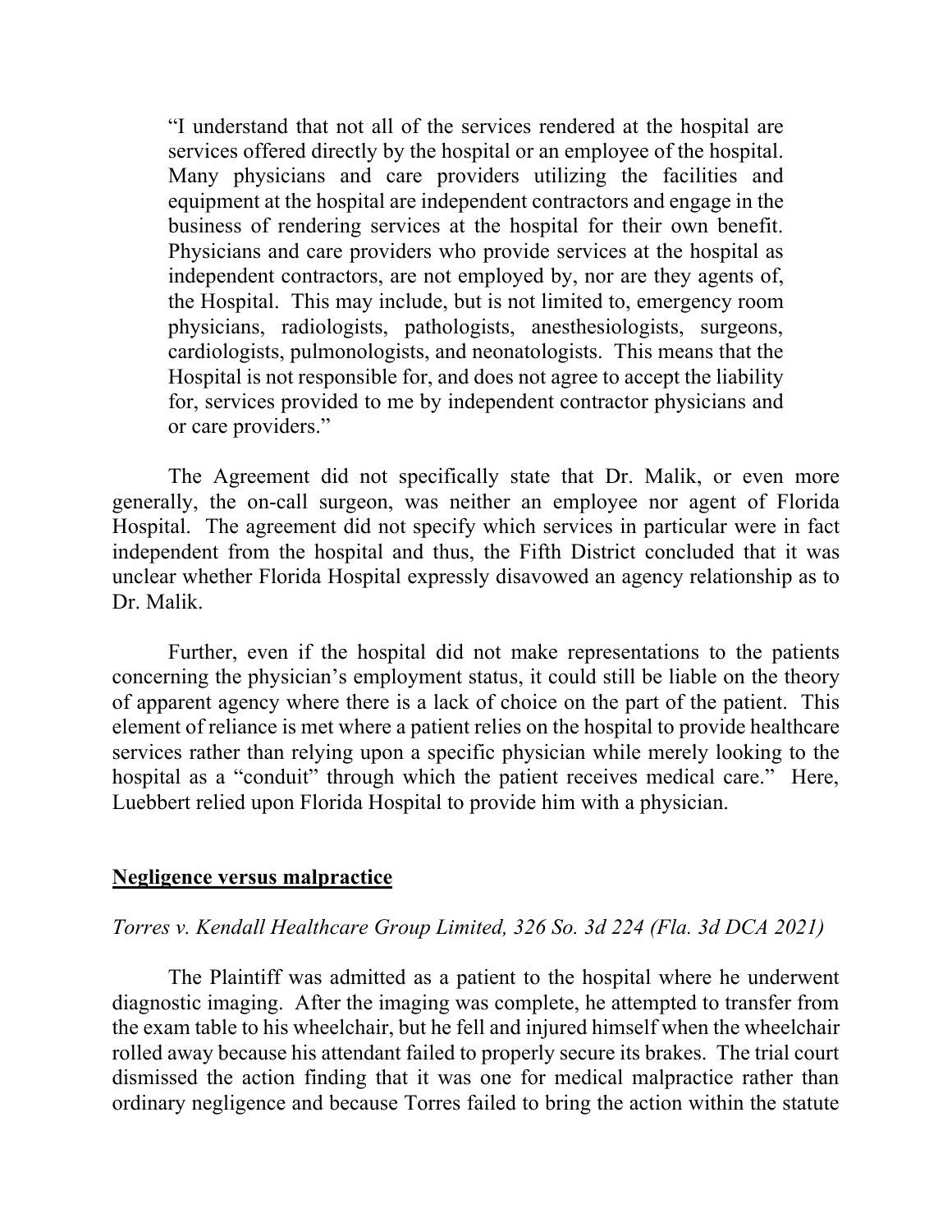> "I understand that not all of the services rendered at the hospital are services offered directly by the hospital or an employee of the hospital. Many physicians and care providers utilizing the facilities and equipment at the hospital are independent contractors and engage in the business of rendering services at the hospital for their own benefit. Physicians and care providers who provide services at the hospital as independent contractors, are not employed by, nor are they agents of, the Hospital. This may include, but is not limited to, emergency room physicians, radiologists, pathologists, anesthesiologists, surgeons, cardiologists, pulmonologists, and neonatologists. This means that the Hospital is not responsible for, and does not agree to accept the liability for, services provided to me by independent contractor physicians and or care providers."

The Agreement did not specifically state that Dr. Malik, or even more generally, the on-call surgeon, was neither an employee nor agent of Florida Hospital. The agreement did not specify which services in particular were in fact independent from the hospital and thus, the Fifth District concluded that it was unclear whether Florida Hospital expressly disavowed an agency relationship as to Dr. Malik.

Further, even if the hospital did not make representations to the patients concerning the physician's employment status, it could still be liable on the theory of apparent agency where there is a lack of choice on the part of the patient. This element of reliance is met where a patient relies on the hospital to provide healthcare services rather than relying upon a specific physician while merely looking to the hospital as a "conduit" through which the patient receives medical care." Here, Luebbert relied upon Florida Hospital to provide him with a physician.

## **Negligence versus malpractice**

*Torres v. Kendall Healthcare Group Limited, 326 So. 3d 224 (Fla. 3d DCA 2021)*

The Plaintiff was admitted as a patient to the hospital where he underwent diagnostic imaging. After the imaging was complete, he attempted to transfer from the exam table to his wheelchair, but he fell and injured himself when the wheelchair rolled away because his attendant failed to properly secure its brakes. The trial court dismissed the action finding that it was one for medical malpractice rather than ordinary negligence and because Torres failed to bring the action within the statute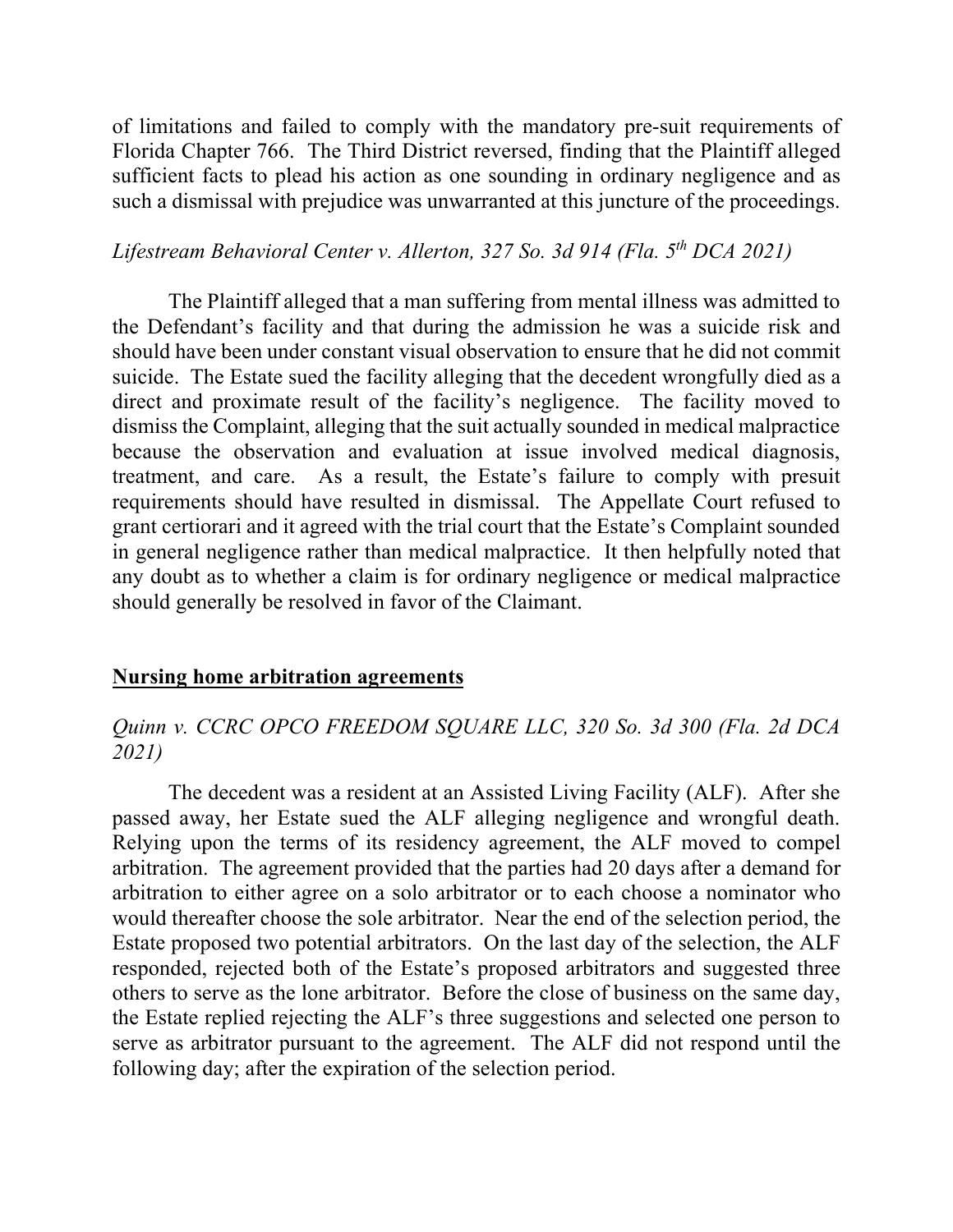of limitations and failed to comply with the mandatory pre-suit requirements of Florida Chapter 766. The Third District reversed, finding that the Plaintiff alleged sufficient facts to plead his action as one sounding in ordinary negligence and as such a dismissal with prejudice was unwarranted at this juncture of the proceedings.

*Lifestream Behavioral Center v. Allerton, 327 So. 3d 914 (Fla. 5th DCA 2021)*

The Plaintiff alleged that a man suffering from mental illness was admitted to the Defendant's facility and that during the admission he was a suicide risk and should have been under constant visual observation to ensure that he did not commit suicide. The Estate sued the facility alleging that the decedent wrongfully died as a direct and proximate result of the facility's negligence. The facility moved to dismiss the Complaint, alleging that the suit actually sounded in medical malpractice because the observation and evaluation at issue involved medical diagnosis, treatment, and care. As a result, the Estate's failure to comply with presuit requirements should have resulted in dismissal. The Appellate Court refused to grant certiorari and it agreed with the trial court that the Estate's Complaint sounded in general negligence rather than medical malpractice. It then helpfully noted that any doubt as to whether a claim is for ordinary negligence or medical malpractice should generally be resolved in favor of the Claimant.

## Nursing home arbitration agreements

*Quinn v. CCRC OPCO FREEDOM SQUARE LLC, 320 So. 3d 300 (Fla. 2d DCA 2021)*

The decedent was a resident at an Assisted Living Facility (ALF). After she passed away, her Estate sued the ALF alleging negligence and wrongful death. Relying upon the terms of its residency agreement, the ALF moved to compel arbitration. The agreement provided that the parties had 20 days after a demand for arbitration to either agree on a solo arbitrator or to each choose a nominator who would thereafter choose the sole arbitrator. Near the end of the selection period, the Estate proposed two potential arbitrators. On the last day of the selection, the ALF responded, rejected both of the Estate's proposed arbitrators and suggested three others to serve as the lone arbitrator. Before the close of business on the same day, the Estate replied rejecting the ALF's three suggestions and selected one person to serve as arbitrator pursuant to the agreement. The ALF did not respond until the following day; after the expiration of the selection period.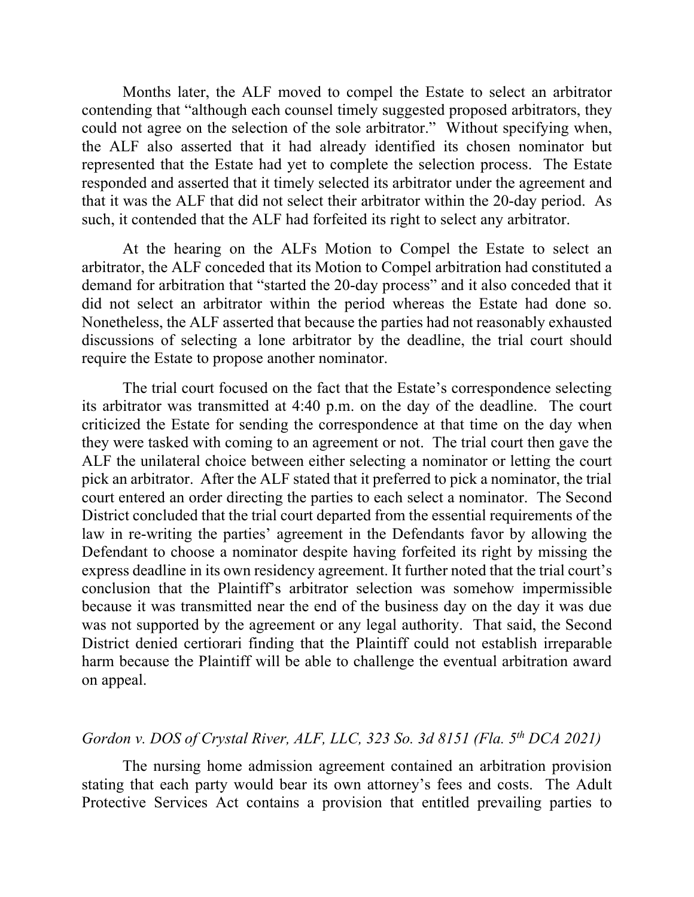Months later, the ALF moved to compel the Estate to select an arbitrator contending that "although each counsel timely suggested proposed arbitrators, they could not agree on the selection of the sole arbitrator." Without specifying when, the ALF also asserted that it had already identified its chosen nominator but represented that the Estate had yet to complete the selection process. The Estate responded and asserted that it timely selected its arbitrator under the agreement and that it was the ALF that did not select their arbitrator within the 20-day period. As such, it contended that the ALF had forfeited its right to select any arbitrator.

At the hearing on the ALFs Motion to Compel the Estate to select an arbitrator, the ALF conceded that its Motion to Compel arbitration had constituted a demand for arbitration that "started the 20-day process" and it also conceded that it did not select an arbitrator within the period whereas the Estate had done so. Nonetheless, the ALF asserted that because the parties had not reasonably exhausted discussions of selecting a lone arbitrator by the deadline, the trial court should require the Estate to propose another nominator.

The trial court focused on the fact that the Estate's correspondence selecting its arbitrator was transmitted at 4:40 p.m. on the day of the deadline. The court criticized the Estate for sending the correspondence at that time on the day when they were tasked with coming to an agreement or not. The trial court then gave the ALF the unilateral choice between either selecting a nominator or letting the court pick an arbitrator. After the ALF stated that it preferred to pick a nominator, the trial court entered an order directing the parties to each select a nominator. The Second District concluded that the trial court departed from the essential requirements of the law in re-writing the parties' agreement in the Defendants favor by allowing the Defendant to choose a nominator despite having forfeited its right by missing the express deadline in its own residency agreement. It further noted that the trial court's conclusion that the Plaintiff's arbitrator selection was somehow impermissible because it was transmitted near the end of the business day on the day it was due was not supported by the agreement or any legal authority. That said, the Second District denied certiorari finding that the Plaintiff could not establish irreparable harm because the Plaintiff will be able to challenge the eventual arbitration award on appeal.

*Gordon v. DOS of Crystal River, ALF, LLC, 323 So. 3d 8151 (Fla. 5th DCA 2021)*

The nursing home admission agreement contained an arbitration provision stating that each party would bear its own attorney's fees and costs. The Adult Protective Services Act contains a provision that entitled prevailing parties to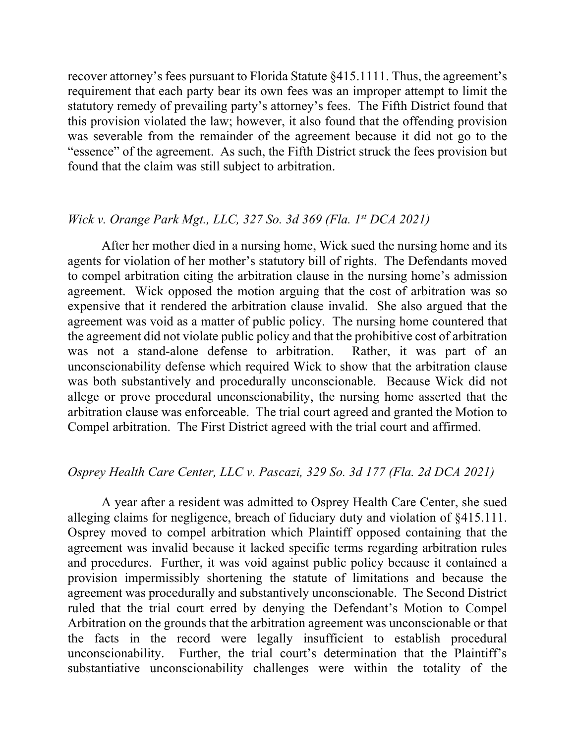recover attorney's fees pursuant to Florida Statute §415.1111. Thus, the agreement's requirement that each party bear its own fees was an improper attempt to limit the statutory remedy of prevailing party's attorney's fees. The Fifth District found that this provision violated the law; however, it also found that the offending provision was severable from the remainder of the agreement because it did not go to the "essence" of the agreement. As such, the Fifth District struck the fees provision but found that the claim was still subject to arbitration.

*Wick v. Orange Park Mgt., LLC, 327 So. 3d 369 (Fla. 1st DCA 2021)*

After her mother died in a nursing home, Wick sued the nursing home and its agents for violation of her mother's statutory bill of rights. The Defendants moved to compel arbitration citing the arbitration clause in the nursing home's admission agreement. Wick opposed the motion arguing that the cost of arbitration was so expensive that it rendered the arbitration clause invalid. She also argued that the agreement was void as a matter of public policy. The nursing home countered that the agreement did not violate public policy and that the prohibitive cost of arbitration was not a stand-alone defense to arbitration. Rather, it was part of an unconscionability defense which required Wick to show that the arbitration clause was both substantively and procedurally unconscionable. Because Wick did not allege or prove procedural unconscionability, the nursing home asserted that the arbitration clause was enforceable. The trial court agreed and granted the Motion to Compel arbitration. The First District agreed with the trial court and affirmed.

*Osprey Health Care Center, LLC v. Pascazi, 329 So. 3d 177 (Fla. 2d DCA 2021)*

A year after a resident was admitted to Osprey Health Care Center, she sued alleging claims for negligence, breach of fiduciary duty and violation of §415.111. Osprey moved to compel arbitration which Plaintiff opposed containing that the agreement was invalid because it lacked specific terms regarding arbitration rules and procedures. Further, it was void against public policy because it contained a provision impermissibly shortening the statute of limitations and because the agreement was procedurally and substantively unconscionable. The Second District ruled that the trial court erred by denying the Defendant's Motion to Compel Arbitration on the grounds that the arbitration agreement was unconscionable or that the facts in the record were legally insufficient to establish procedural unconscionability. Further, the trial court's determination that the Plaintiff's substantiative unconscionability challenges were within the totality of the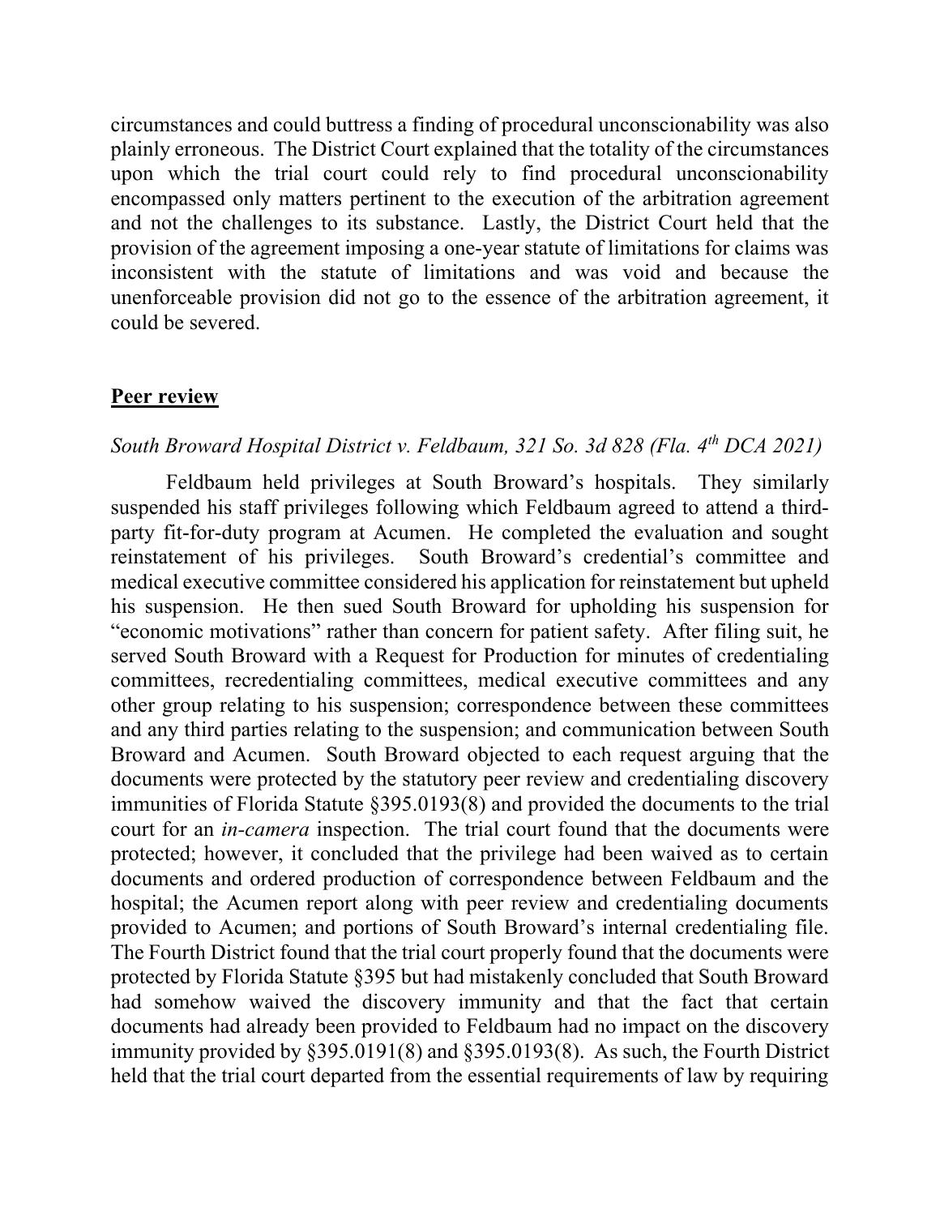circumstances and could buttress a finding of procedural unconscionability was also plainly erroneous. The District Court explained that the totality of the circumstances upon which the trial court could rely to find procedural unconscionability encompassed only matters pertinent to the execution of the arbitration agreement and not the challenges to its substance. Lastly, the District Court held that the provision of the agreement imposing a one-year statute of limitations for claims was inconsistent with the statute of limitations and was void and because the unenforceable provision did not go to the essence of the arbitration agreement, it could be severed.

## **<u>Peer review</u>**

*South Broward Hospital District v. Feldbaum, 321 So. 3d 828 (Fla. 4th DCA 2021)*

Feldbaum held privileges at South Broward's hospitals. They similarly suspended his staff privileges following which Feldbaum agreed to attend a third-party fit-for-duty program at Acumen. He completed the evaluation and sought reinstatement of his privileges. South Broward's credential's committee and medical executive committee considered his application for reinstatement but upheld his suspension. He then sued South Broward for upholding his suspension for "economic motivations" rather than concern for patient safety. After filing suit, he served South Broward with a Request for Production for minutes of credentialing committees, recredentialing committees, medical executive committees and any other group relating to his suspension; correspondence between these committees and any third parties relating to the suspension; and communication between South Broward and Acumen. South Broward objected to each request arguing that the documents were protected by the statutory peer review and credentialing discovery immunities of Florida Statute §395.0193(8) and provided the documents to the trial court for an *in-camera* inspection. The trial court found that the documents were protected; however, it concluded that the privilege had been waived as to certain documents and ordered production of correspondence between Feldbaum and the hospital; the Acumen report along with peer review and credentialing documents provided to Acumen; and portions of South Broward's internal credentialing file. The Fourth District found that the trial court properly found that the documents were protected by Florida Statute §395 but had mistakenly concluded that South Broward had somehow waived the discovery immunity and that the fact that certain documents had already been provided to Feldbaum had no impact on the discovery immunity provided by §395.0191(8) and §395.0193(8). As such, the Fourth District held that the trial court departed from the essential requirements of law by requiring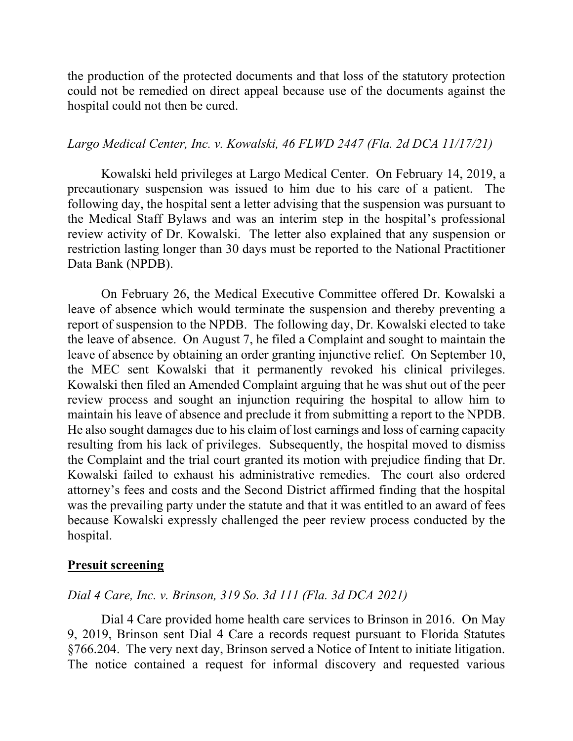the production of the protected documents and that loss of the statutory protection could not be remedied on direct appeal because use of the documents against the hospital could not then be cured.

*Largo Medical Center, Inc. v. Kowalski, 46 FLWD 2447 (Fla. 2d DCA 11/17/21)*

Kowalski held privileges at Largo Medical Center. On February 14, 2019, a precautionary suspension was issued to him due to his care of a patient. The following day, the hospital sent a letter advising that the suspension was pursuant to the Medical Staff Bylaws and was an interim step in the hospital's professional review activity of Dr. Kowalski. The letter also explained that any suspension or restriction lasting longer than 30 days must be reported to the National Practitioner Data Bank (NPDB).

On February 26, the Medical Executive Committee offered Dr. Kowalski a leave of absence which would terminate the suspension and thereby preventing a report of suspension to the NPDB. The following day, Dr. Kowalski elected to take the leave of absence. On August 7, he filed a Complaint and sought to maintain the leave of absence by obtaining an order granting injunctive relief. On September 10, the MEC sent Kowalski that it permanently revoked his clinical privileges. Kowalski then filed an Amended Complaint arguing that he was shut out of the peer review process and sought an injunction requiring the hospital to allow him to maintain his leave of absence and preclude it from submitting a report to the NPDB. He also sought damages due to his claim of lost earnings and loss of earning capacity resulting from his lack of privileges. Subsequently, the hospital moved to dismiss the Complaint and the trial court granted its motion with prejudice finding that Dr. Kowalski failed to exhaust his administrative remedies. The court also ordered attorney's fees and costs and the Second District affirmed finding that the hospital was the prevailing party under the statute and that it was entitled to an award of fees because Kowalski expressly challenged the peer review process conducted by the hospital.

**<u>Presuit screening</u>**

*Dial 4 Care, Inc. v. Brinson, 319 So. 3d 111 (Fla. 3d DCA 2021)*

Dial 4 Care provided home health care services to Brinson in 2016. On May 9, 2019, Brinson sent Dial 4 Care a records request pursuant to Florida Statutes §766.204. The very next day, Brinson served a Notice of Intent to initiate litigation. The notice contained a request for informal discovery and requested various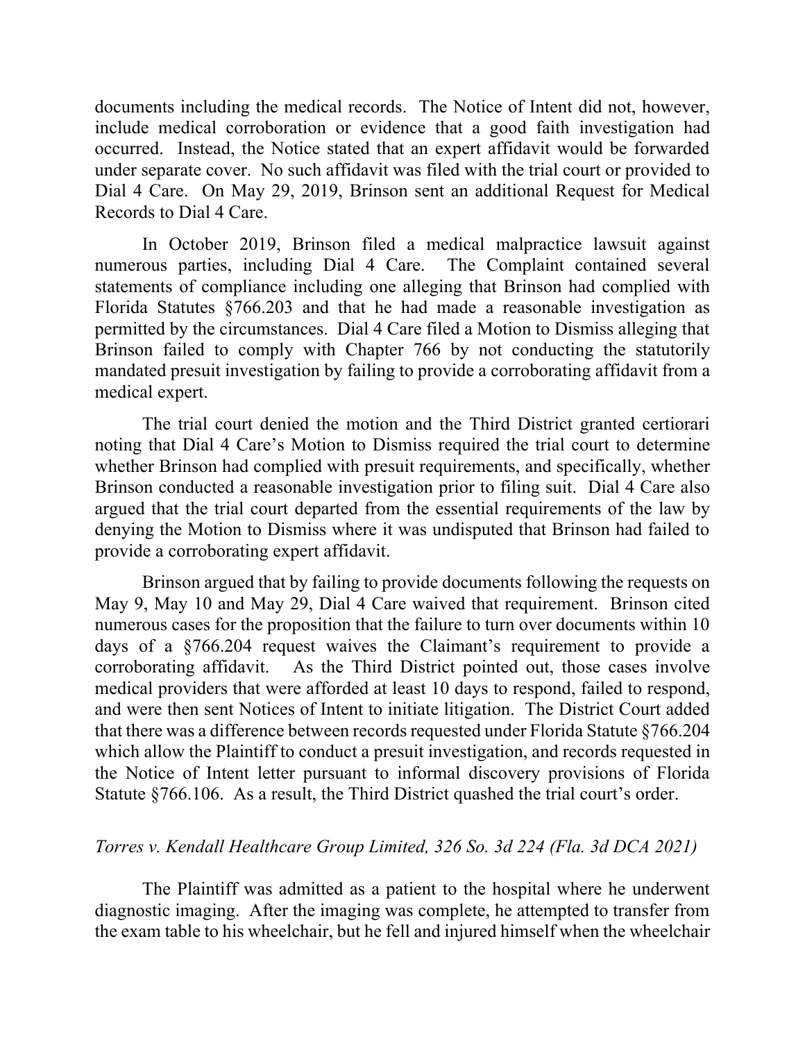documents including the medical records. The Notice of Intent did not, however, include medical corroboration or evidence that a good faith investigation had occurred. Instead, the Notice stated that an expert affidavit would be forwarded under separate cover. No such affidavit was filed with the trial court or provided to Dial 4 Care. On May 29, 2019, Brinson sent an additional Request for Medical Records to Dial 4 Care.

In October 2019, Brinson filed a medical malpractice lawsuit against numerous parties, including Dial 4 Care. The Complaint contained several statements of compliance including one alleging that Brinson had complied with Florida Statutes §766.203 and that he had made a reasonable investigation as permitted by the circumstances. Dial 4 Care filed a Motion to Dismiss alleging that Brinson failed to comply with Chapter 766 by not conducting the statutorily mandated presuit investigation by failing to provide a corroborating affidavit from a medical expert.

The trial court denied the motion and the Third District granted certiorari noting that Dial 4 Care's Motion to Dismiss required the trial court to determine whether Brinson had complied with presuit requirements, and specifically, whether Brinson conducted a reasonable investigation prior to filing suit. Dial 4 Care also argued that the trial court departed from the essential requirements of the law by denying the Motion to Dismiss where it was undisputed that Brinson had failed to provide a corroborating expert affidavit.

Brinson argued that by failing to provide documents following the requests on May 9, May 10 and May 29, Dial 4 Care waived that requirement. Brinson cited numerous cases for the proposition that the failure to turn over documents within 10 days of a §766.204 request waives the Claimant's requirement to provide a corroborating affidavit. As the Third District pointed out, those cases involve medical providers that were afforded at least 10 days to respond, failed to respond, and were then sent Notices of Intent to initiate litigation. The District Court added that there was a difference between records requested under Florida Statute §766.204 which allow the Plaintiff to conduct a presuit investigation, and records requested in the Notice of Intent letter pursuant to informal discovery provisions of Florida Statute §766.106. As a result, the Third District quashed the trial court's order.

*Torres v. Kendall Healthcare Group Limited, 326 So. 3d 224 (Fla. 3d DCA 2021)*

The Plaintiff was admitted as a patient to the hospital where he underwent diagnostic imaging. After the imaging was complete, he attempted to transfer from the exam table to his wheelchair, but he fell and injured himself when the wheelchair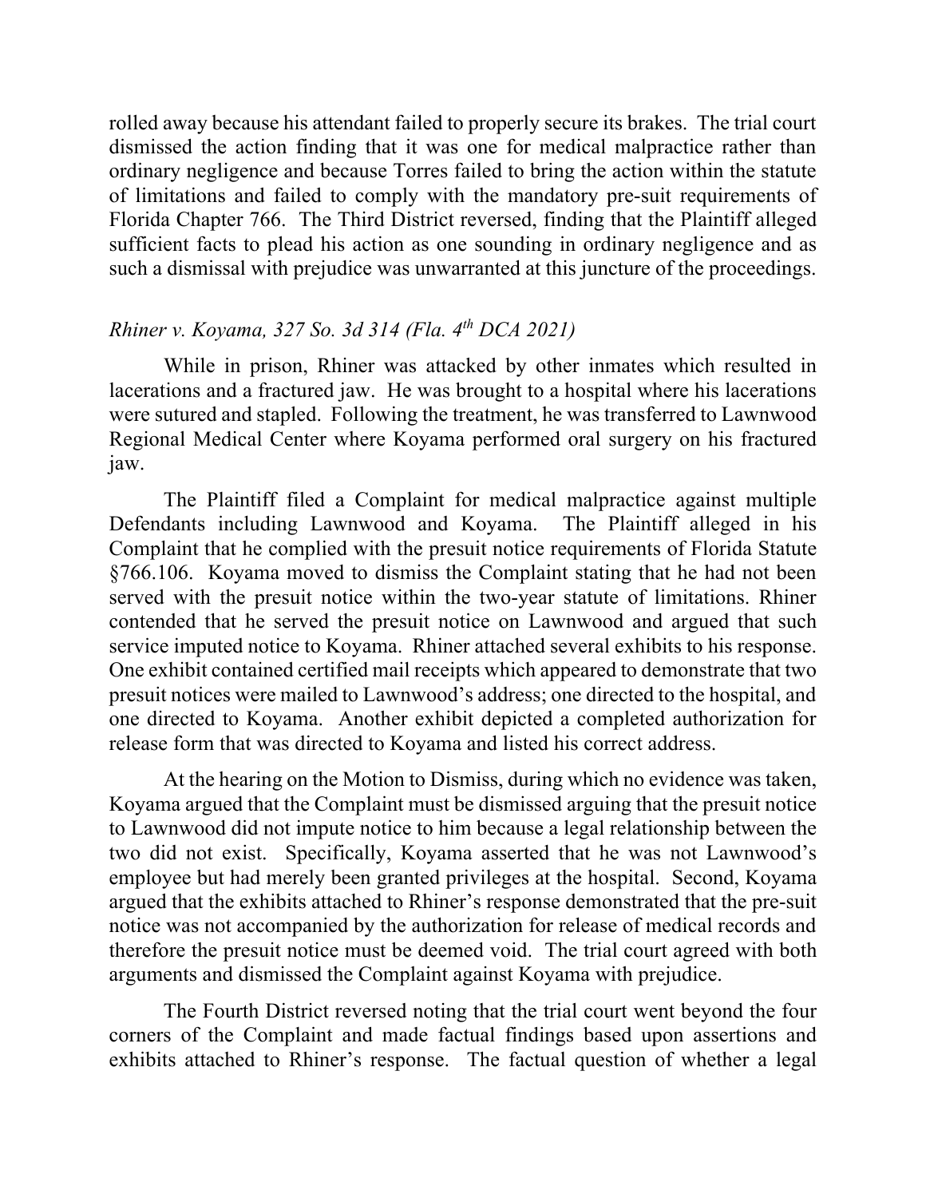rolled away because his attendant failed to properly secure its brakes. The trial court dismissed the action finding that it was one for medical malpractice rather than ordinary negligence and because Torres failed to bring the action within the statute of limitations and failed to comply with the mandatory pre-suit requirements of Florida Chapter 766. The Third District reversed, finding that the Plaintiff alleged sufficient facts to plead his action as one sounding in ordinary negligence and as such a dismissal with prejudice was unwarranted at this juncture of the proceedings.

### *Rhiner v. Koyama, 327 So. 3d 314 (Fla. 4th DCA 2021)*

While in prison, Rhiner was attacked by other inmates which resulted in lacerations and a fractured jaw. He was brought to a hospital where his lacerations were sutured and stapled. Following the treatment, he was transferred to Lawnwood Regional Medical Center where Koyama performed oral surgery on his fractured jaw.

The Plaintiff filed a Complaint for medical malpractice against multiple Defendants including Lawnwood and Koyama. The Plaintiff alleged in his Complaint that he complied with the presuit notice requirements of Florida Statute §766.106. Koyama moved to dismiss the Complaint stating that he had not been served with the presuit notice within the two-year statute of limitations. Rhiner contended that he served the presuit notice on Lawnwood and argued that such service imputed notice to Koyama. Rhiner attached several exhibits to his response. One exhibit contained certified mail receipts which appeared to demonstrate that two presuit notices were mailed to Lawnwood's address; one directed to the hospital, and one directed to Koyama. Another exhibit depicted a completed authorization for release form that was directed to Koyama and listed his correct address.

At the hearing on the Motion to Dismiss, during which no evidence was taken, Koyama argued that the Complaint must be dismissed arguing that the presuit notice to Lawnwood did not impute notice to him because a legal relationship between the two did not exist. Specifically, Koyama asserted that he was not Lawnwood's employee but had merely been granted privileges at the hospital. Second, Koyama argued that the exhibits attached to Rhiner's response demonstrated that the pre-suit notice was not accompanied by the authorization for release of medical records and therefore the presuit notice must be deemed void. The trial court agreed with both arguments and dismissed the Complaint against Koyama with prejudice.

The Fourth District reversed noting that the trial court went beyond the four corners of the Complaint and made factual findings based upon assertions and exhibits attached to Rhiner's response. The factual question of whether a legal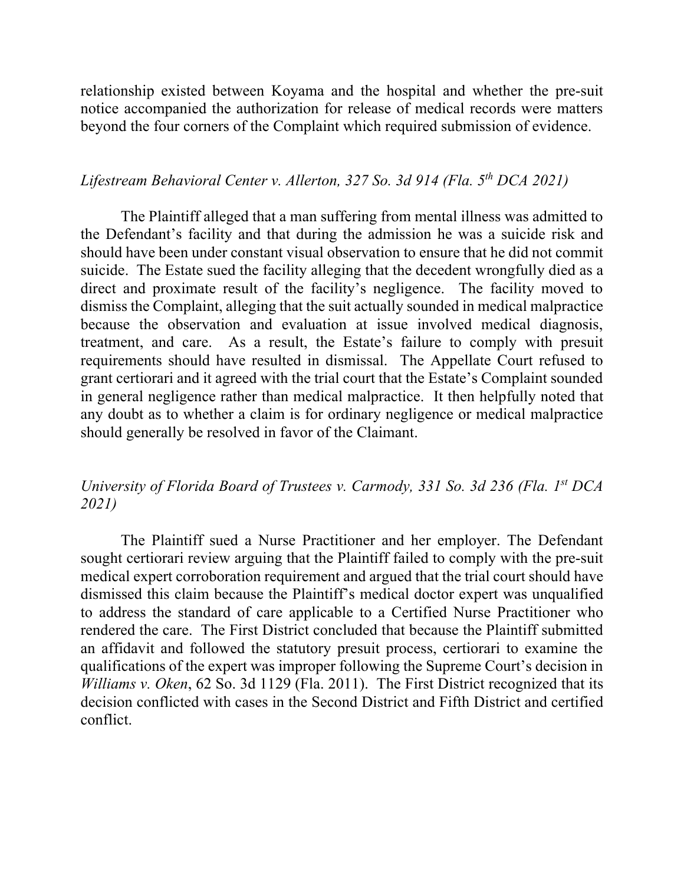relationship existed between Koyama and the hospital and whether the pre-suit notice accompanied the authorization for release of medical records were matters beyond the four corners of the Complaint which required submission of evidence.

*Lifestream Behavioral Center v. Allerton, 327 So. 3d 914 (Fla. 5th DCA 2021)*

The Plaintiff alleged that a man suffering from mental illness was admitted to the Defendant's facility and that during the admission he was a suicide risk and should have been under constant visual observation to ensure that he did not commit suicide. The Estate sued the facility alleging that the decedent wrongfully died as a direct and proximate result of the facility's negligence. The facility moved to dismiss the Complaint, alleging that the suit actually sounded in medical malpractice because the observation and evaluation at issue involved medical diagnosis, treatment, and care. As a result, the Estate's failure to comply with presuit requirements should have resulted in dismissal. The Appellate Court refused to grant certiorari and it agreed with the trial court that the Estate's Complaint sounded in general negligence rather than medical malpractice. It then helpfully noted that any doubt as to whether a claim is for ordinary negligence or medical malpractice should generally be resolved in favor of the Claimant.

*University of Florida Board of Trustees v. Carmody, 331 So. 3d 236 (Fla. 1st DCA 2021)*

The Plaintiff sued a Nurse Practitioner and her employer. The Defendant sought certiorari review arguing that the Plaintiff failed to comply with the pre-suit medical expert corroboration requirement and argued that the trial court should have dismissed this claim because the Plaintiff's medical doctor expert was unqualified to address the standard of care applicable to a Certified Nurse Practitioner who rendered the care. The First District concluded that because the Plaintiff submitted an affidavit and followed the statutory presuit process, certiorari to examine the qualifications of the expert was improper following the Supreme Court's decision in *Williams v. Oken*, 62 So. 3d 1129 (Fla. 2011). The First District recognized that its decision conflicted with cases in the Second District and Fifth District and certified conflict.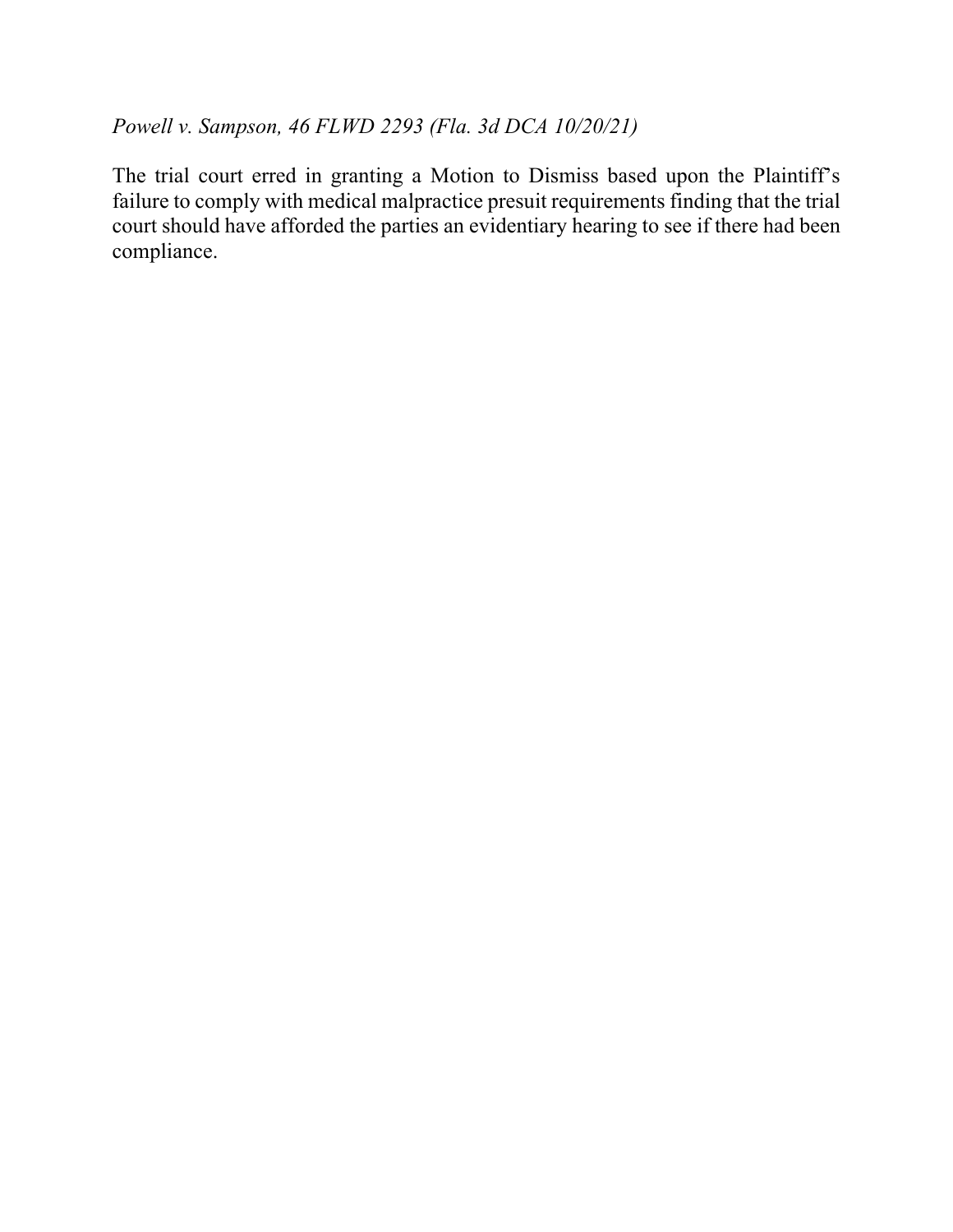*Powell v. Sampson, 46 FLWD 2293 (Fla. 3d DCA 10/20/21)*

The trial court erred in granting a Motion to Dismiss based upon the Plaintiff's failure to comply with medical malpractice presuit requirements finding that the trial court should have afforded the parties an evidentiary hearing to see if there had been compliance.